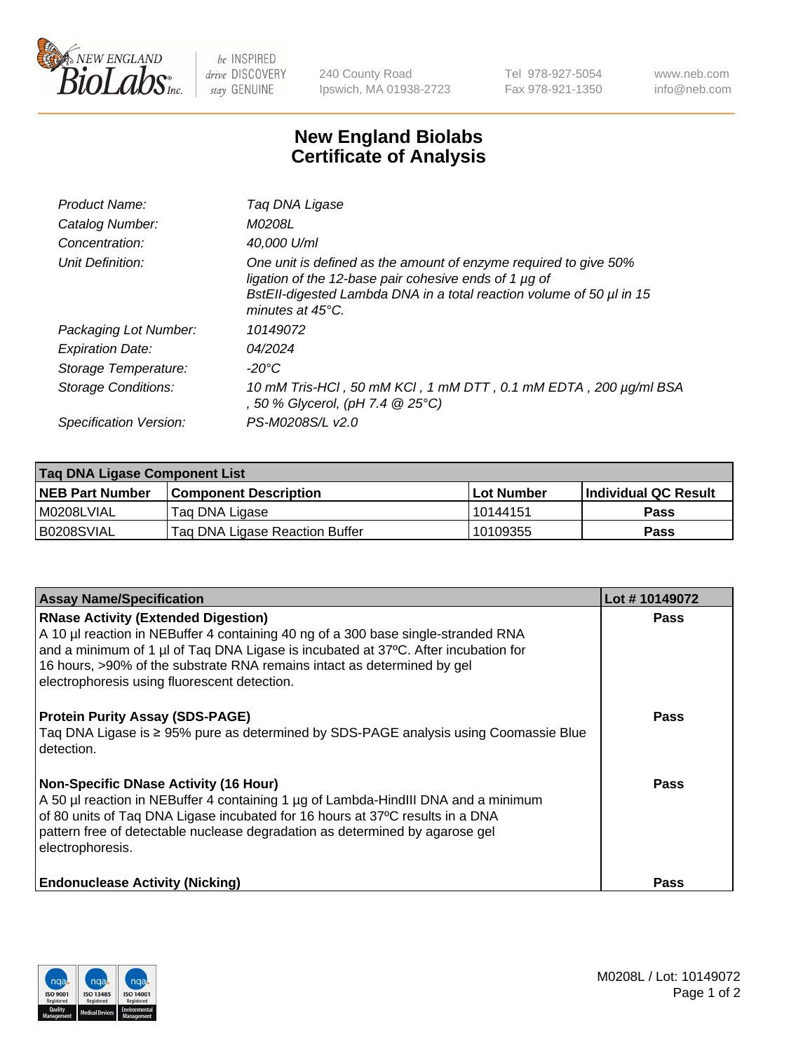# New England Biolabs Certificate of Analysis

| | |
|---|---|
| Product Name: | Taq DNA Ligase |
| Catalog Number: | M0208L |
| Concentration: | 40,000 U/ml |
| Unit Definition: | One unit is defined as the amount of enzyme required to give 50% ligation of the 12-base pair cohesive ends of 1 µg of BstEII-digested Lambda DNA in a total reaction volume of 50 µl in 15 minutes at 45°C. |
| Packaging Lot Number: | 10149072 |
| Expiration Date: | 04/2024 |
| Storage Temperature: | -20°C |
| Storage Conditions: | 10 mM Tris-HCl , 50 mM KCl , 1 mM DTT , 0.1 mM EDTA , 200 µg/ml BSA , 50 % Glycerol, (pH 7.4 @ 25°C) |
| Specification Version: | PS-M0208S/L v2.0 |

| Taq DNA Ligase Component List | | | |
|---|---|---|---|
| **NEB Part Number** | **Component Description** | **Lot Number** | **Individual QC Result** |
| M0208LVIAL | Taq DNA Ligase | 10144151 | Pass |
| B0208SVIAL | Taq DNA Ligase Reaction Buffer | 10109355 | Pass |

| Assay Name/Specification | Lot # 10149072 |
|---|---|
| **RNase Activity (Extended Digestion)**<br>A 10 µl reaction in NEBuffer 4 containing 40 ng of a 300 base single-stranded RNA and a minimum of 1 µl of Taq DNA Ligase is incubated at 37ºC. After incubation for 16 hours, >90% of the substrate RNA remains intact as determined by gel electrophoresis using fluorescent detection. | Pass |
| **Protein Purity Assay (SDS-PAGE)**<br>Taq DNA Ligase is ≥ 95% pure as determined by SDS-PAGE analysis using Coomassie Blue detection. | Pass |
| **Non-Specific DNase Activity (16 Hour)**<br>A 50 µl reaction in NEBuffer 4 containing 1 µg of Lambda-HindIII DNA and a minimum of 80 units of Taq DNA Ligase incubated for 16 hours at 37ºC results in a DNA pattern free of detectable nuclease degradation as determined by agarose gel electrophoresis. | Pass |
| **Endonuclease Activity (Nicking)** | Pass |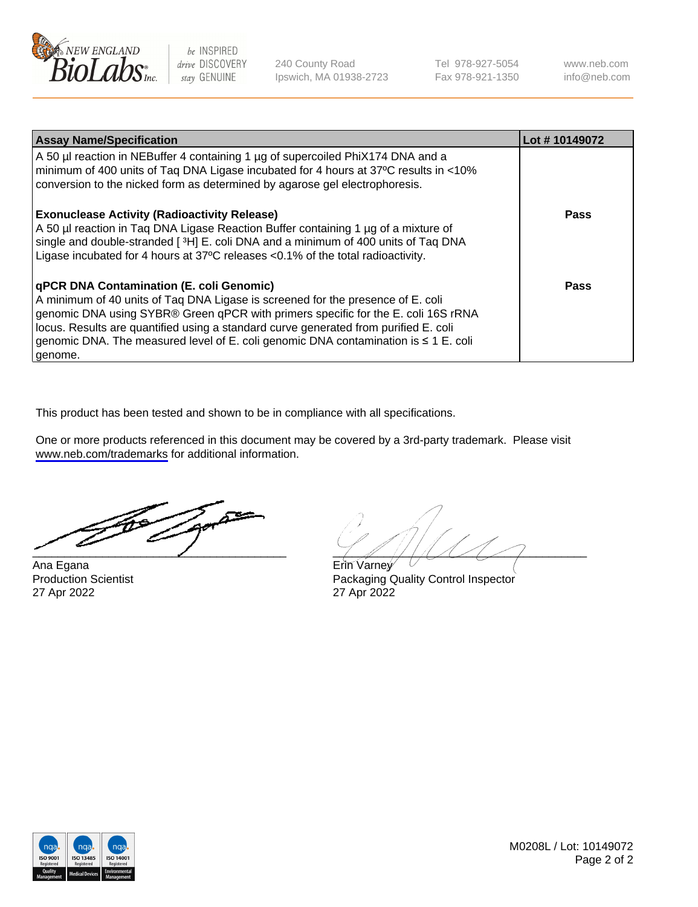| Assay Name/Specification | Lot # 10149072 |
|---|---|
| A 50 µl reaction in NEBuffer 4 containing 1 µg of supercoiled PhiX174 DNA and a minimum of 400 units of Taq DNA Ligase incubated for 4 hours at 37ºC results in <10% conversion to the nicked form as determined by agarose gel electrophoresis. | |
| **Exonuclease Activity (Radioactivity Release)**<br>A 50 µl reaction in Taq DNA Ligase Reaction Buffer containing 1 µg of a mixture of single and double-stranded [ $^3$H] E. coli DNA and a minimum of 400 units of Taq DNA Ligase incubated for 4 hours at 37ºC releases <0.1% of the total radioactivity. | **Pass** |
| **qPCR DNA Contamination (E. coli Genomic)**<br>A minimum of 40 units of Taq DNA Ligase is screened for the presence of E. coli genomic DNA using SYBR® Green qPCR with primers specific for the E. coli 16S rRNA locus. Results are quantified using a standard curve generated from purified E. coli genomic DNA. The measured level of E. coli genomic DNA contamination is ≤ 1 E. coli genome. | **Pass** |

This product has been tested and shown to be in compliance with all specifications.

One or more products referenced in this document may be covered by a 3rd-party trademark. Please visit www.neb.com/trademarks for additional information.

Ana Egana
Production Scientist
27 Apr 2022

Erin Varney
Packaging Quality Control Inspector
27 Apr 2022

M0208L / Lot: 10149072